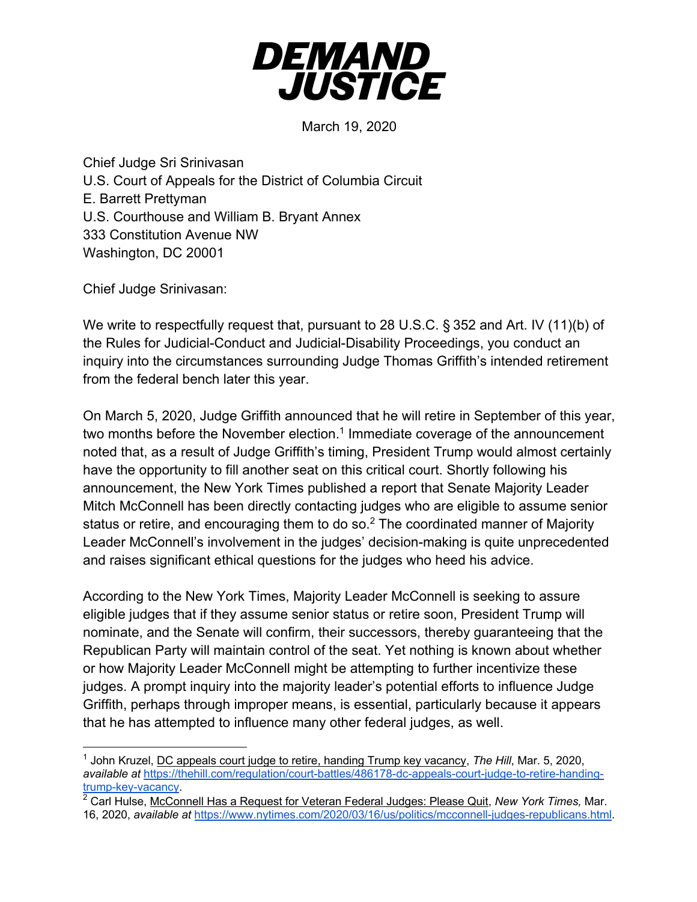# DEMAND JUSTICE

March 19, 2020

Chief Judge Sri Srinivasan
U.S. Court of Appeals for the District of Columbia Circuit
E. Barrett Prettyman
U.S. Courthouse and William B. Bryant Annex
333 Constitution Avenue NW
Washington, DC 20001

Chief Judge Srinivasan:

We write to respectfully request that, pursuant to 28 U.S.C. § 352 and Art. IV (11)(b) of the Rules for Judicial-Conduct and Judicial-Disability Proceedings, you conduct an inquiry into the circumstances surrounding Judge Thomas Griffith's intended retirement from the federal bench later this year.

On March 5, 2020, Judge Griffith announced that he will retire in September of this year, two months before the November election.[1] Immediate coverage of the announcement noted that, as a result of Judge Griffith's timing, President Trump would almost certainly have the opportunity to fill another seat on this critical court. Shortly following his announcement, the New York Times published a report that Senate Majority Leader Mitch McConnell has been directly contacting judges who are eligible to assume senior status or retire, and encouraging them to do so.[2] The coordinated manner of Majority Leader McConnell's involvement in the judges' decision-making is quite unprecedented and raises significant ethical questions for the judges who heed his advice.

According to the New York Times, Majority Leader McConnell is seeking to assure eligible judges that if they assume senior status or retire soon, President Trump will nominate, and the Senate will confirm, their successors, thereby guaranteeing that the Republican Party will maintain control of the seat. Yet nothing is known about whether or how Majority Leader McConnell might be attempting to further incentivize these judges. A prompt inquiry into the majority leader's potential efforts to influence Judge Griffith, perhaps through improper means, is essential, particularly because it appears that he has attempted to influence many other federal judges, as well.

---

[1] John Kruzel, DC appeals court judge to retire, handing Trump key vacancy, *The Hill*, Mar. 5, 2020, *available at* https://thehill.com/regulation/court-battles/486178-dc-appeals-court-judge-to-retire-handing-trump-key-vacancy.

[2] Carl Hulse, McConnell Has a Request for Veteran Federal Judges: Please Quit, *New York Times,* Mar. 16, 2020, *available at* https://www.nytimes.com/2020/03/16/us/politics/mcconnell-judges-republicans.html.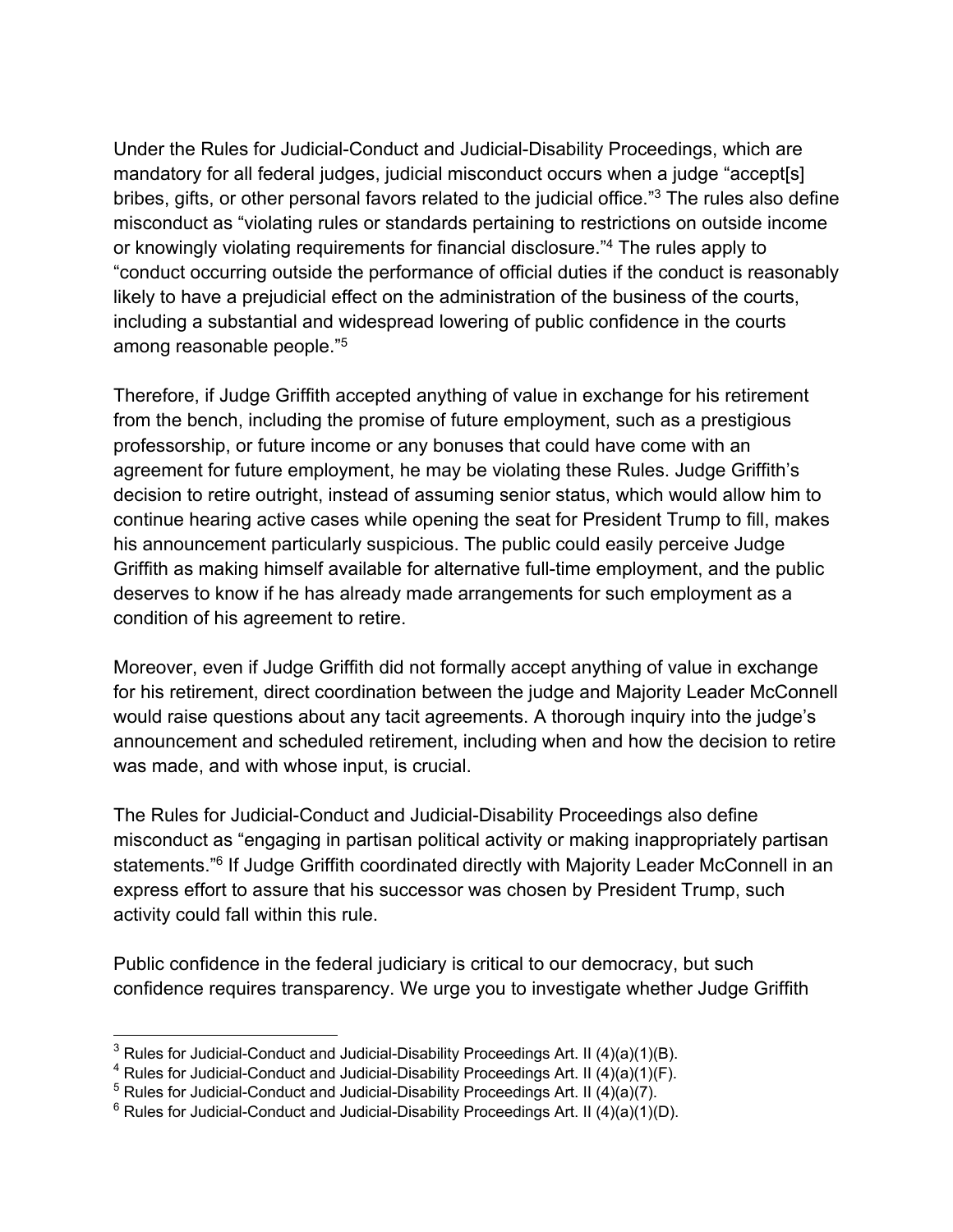Under the Rules for Judicial-Conduct and Judicial-Disability Proceedings, which are mandatory for all federal judges, judicial misconduct occurs when a judge "accept[s] bribes, gifts, or other personal favors related to the judicial office."[3] The rules also define misconduct as "violating rules or standards pertaining to restrictions on outside income or knowingly violating requirements for financial disclosure."[4] The rules apply to "conduct occurring outside the performance of official duties if the conduct is reasonably likely to have a prejudicial effect on the administration of the business of the courts, including a substantial and widespread lowering of public confidence in the courts among reasonable people."[5]

Therefore, if Judge Griffith accepted anything of value in exchange for his retirement from the bench, including the promise of future employment, such as a prestigious professorship, or future income or any bonuses that could have come with an agreement for future employment, he may be violating these Rules. Judge Griffith's decision to retire outright, instead of assuming senior status, which would allow him to continue hearing active cases while opening the seat for President Trump to fill, makes his announcement particularly suspicious. The public could easily perceive Judge Griffith as making himself available for alternative full-time employment, and the public deserves to know if he has already made arrangements for such employment as a condition of his agreement to retire.

Moreover, even if Judge Griffith did not formally accept anything of value in exchange for his retirement, direct coordination between the judge and Majority Leader McConnell would raise questions about any tacit agreements. A thorough inquiry into the judge's announcement and scheduled retirement, including when and how the decision to retire was made, and with whose input, is crucial.

The Rules for Judicial-Conduct and Judicial-Disability Proceedings also define misconduct as "engaging in partisan political activity or making inappropriately partisan statements."[6] If Judge Griffith coordinated directly with Majority Leader McConnell in an express effort to assure that his successor was chosen by President Trump, such activity could fall within this rule.

Public confidence in the federal judiciary is critical to our democracy, but such confidence requires transparency. We urge you to investigate whether Judge Griffith

---

[3] Rules for Judicial-Conduct and Judicial-Disability Proceedings Art. II (4)(a)(1)(B).

[4] Rules for Judicial-Conduct and Judicial-Disability Proceedings Art. II (4)(a)(1)(F).

[5] Rules for Judicial-Conduct and Judicial-Disability Proceedings Art. II (4)(a)(7).

[6] Rules for Judicial-Conduct and Judicial-Disability Proceedings Art. II (4)(a)(1)(D).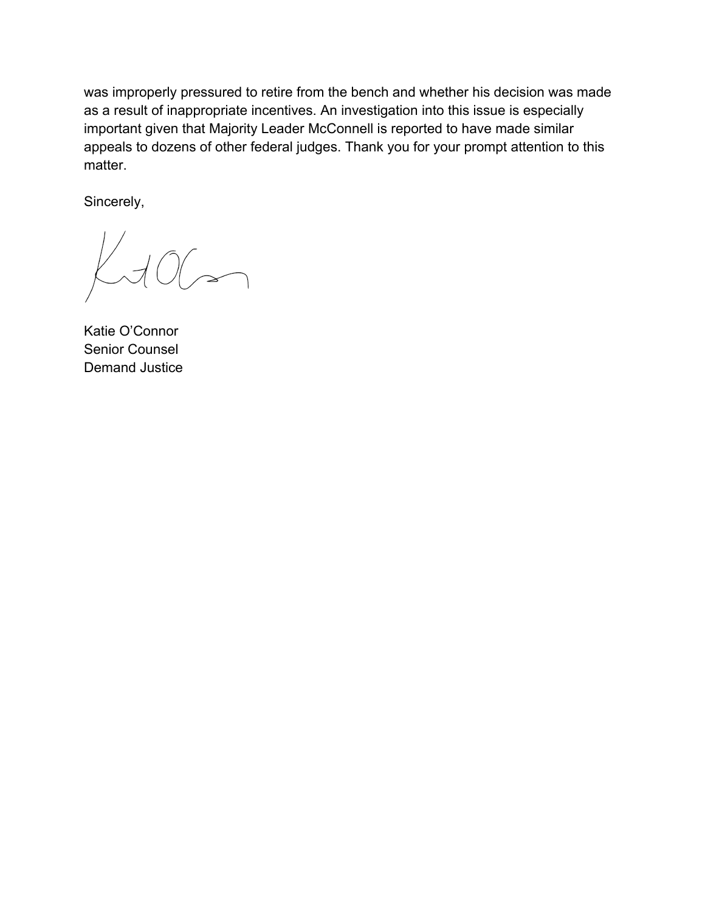was improperly pressured to retire from the bench and whether his decision was made as a result of inappropriate incentives. An investigation into this issue is especially important given that Majority Leader McConnell is reported to have made similar appeals to dozens of other federal judges. Thank you for your prompt attention to this matter.

Sincerely,

Katie O'Connor
Senior Counsel
Demand Justice